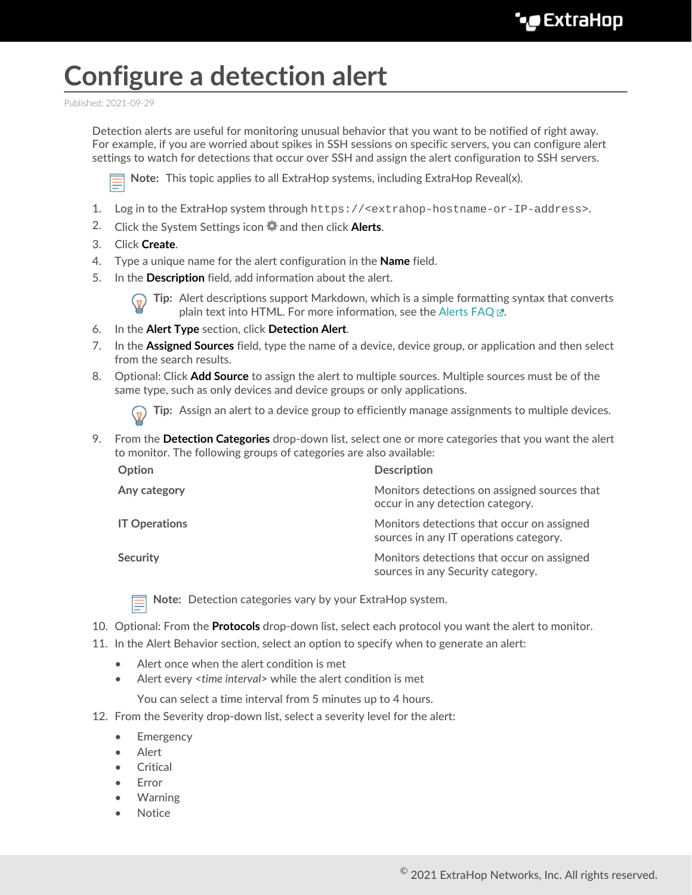# Configure a detection alert

Published: 2021-09-29

Detection alerts are useful for monitoring unusual behavior that you want to be notified of right away. For example, if you are worried about spikes in SSH sessions on specific servers, you can configure alert settings to watch for detections that occur over SSH and assign the alert configuration to SSH servers.

> **Note:** This topic applies to all ExtraHop systems, including ExtraHop Reveal(x).

1. Log in to the ExtraHop system through `https://<extrahop-hostname-or-IP-address>`.
2. Click the System Settings icon and then click **Alerts**.
3. Click **Create**.
4. Type a unique name for the alert configuration in the **Name** field.
5. In the **Description** field, add information about the alert.

   > **Tip:** Alert descriptions support Markdown, which is a simple formatting syntax that converts plain text into HTML. For more information, see the Alerts FAQ.

6. In the **Alert Type** section, click **Detection Alert**.
7. In the **Assigned Sources** field, type the name of a device, device group, or application and then select from the search results.
8. Optional: Click **Add Source** to assign the alert to multiple sources. Multiple sources must be of the same type, such as only devices and device groups or only applications.

   > **Tip:** Assign an alert to a device group to efficiently manage assignments to multiple devices.

9. From the **Detection Categories** drop-down list, select one or more categories that you want the alert to monitor. The following groups of categories are also available:

   | Option | Description |
   | --- | --- |
   | Any category | Monitors detections on assigned sources that occur in any detection category. |
   | IT Operations | Monitors detections that occur on assigned sources in any IT operations category. |
   | Security | Monitors detections that occur on assigned sources in any Security category. |

   > **Note:** Detection categories vary by your ExtraHop system.

10. Optional: From the **Protocols** drop-down list, select each protocol you want the alert to monitor.
11. In the Alert Behavior section, select an option to specify when to generate an alert:
    - Alert once when the alert condition is met
    - Alert every *<time interval>* while the alert condition is met

      You can select a time interval from 5 minutes up to 4 hours.
12. From the Severity drop-down list, select a severity level for the alert:
    - Emergency
    - Alert
    - Critical
    - Error
    - Warning
    - Notice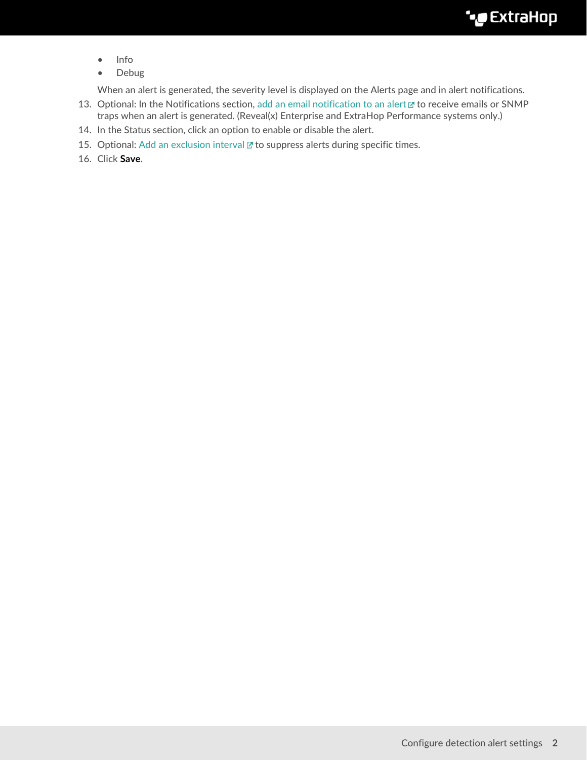- Info
- Debug

   When an alert is generated, the severity level is displayed on the Alerts page and in alert notifications.

13. Optional: In the Notifications section, add an email notification to an alert to receive emails or SNMP traps when an alert is generated. (Reveal(x) Enterprise and ExtraHop Performance systems only.)
14. In the Status section, click an option to enable or disable the alert.
15. Optional: Add an exclusion interval to suppress alerts during specific times.
16. Click **Save**.